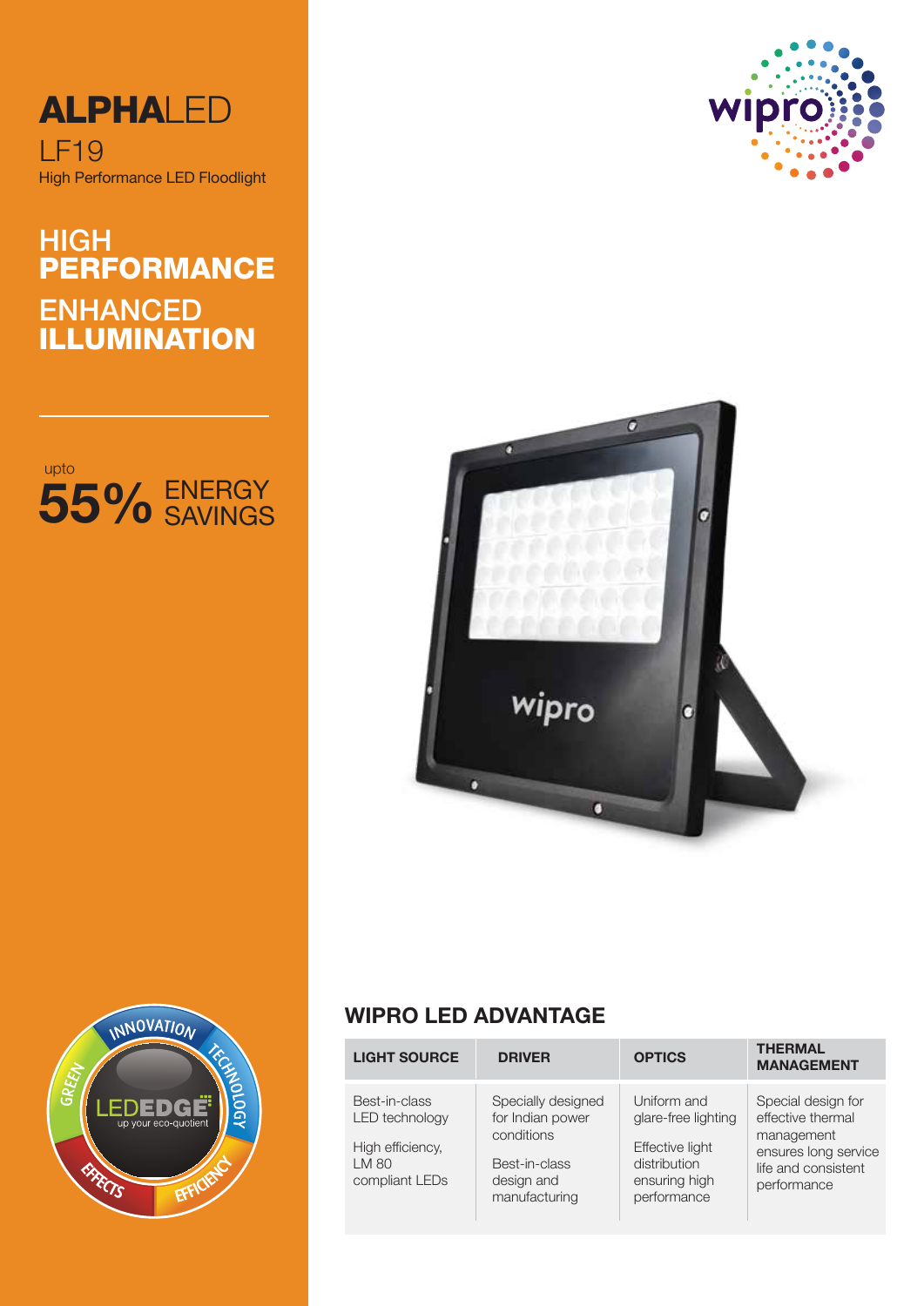# ALPHALED

LF19

High Performance LED Floodlight

## HIGH **PERFORMANCE**

## ENHANCED **ILLUMINATION**

upto **55%** ENERGY SAVINGS

## WIPRO LED ADVANTAGE

| LIGHT SOURCE | DRIVER | OPTICS | THERMAL MANAGEMENT |
|---|---|---|---|
| Best-in-class LED technology<br><br>High efficiency, LM 80 compliant LEDs | Specially designed for Indian power conditions<br><br>Best-in-class design and manufacturing | Uniform and glare-free lighting<br><br>Effective light distribution ensuring high performance | Special design for effective thermal management ensures long service life and consistent performance |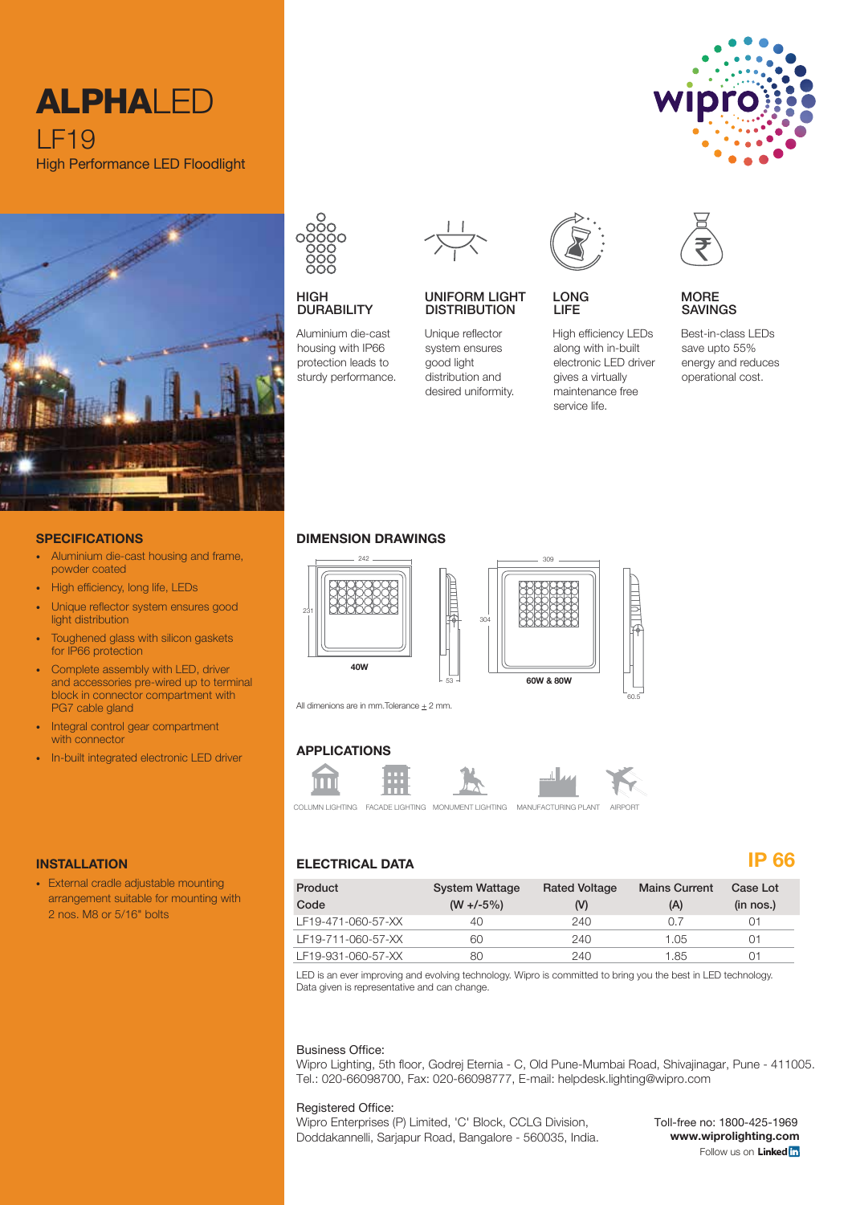# ALPHALED

## LF19

High Performance LED Floodlight

### HIGH DURABILITY

Aluminium die-cast housing with IP66 protection leads to sturdy performance.

### UNIFORM LIGHT DISTRIBUTION

Unique reflector system ensures good light distribution and desired uniformity.

### LONG LIFE

High efficiency LEDs along with in-built electronic LED driver gives a virtually maintenance free service life.

### MORE SAVINGS

Best-in-class LEDs save upto 55% energy and reduces operational cost.

## SPECIFICATIONS

- Aluminium die-cast housing and frame, powder coated
- High efficiency, long life, LEDs
- Unique reflector system ensures good light distribution
- Toughened glass with silicon gaskets for IP66 protection
- Complete assembly with LED, driver and accessories pre-wired up to terminal block in connector compartment with PG7 cable gland
- Integral control gear compartment with connector
- In-built integrated electronic LED driver

## DIMENSION DRAWINGS

242
231
40W
53
309
304
60W & 80W
60.5

All dimenions are in mm.Tolerance ± 2 mm.

## APPLICATIONS

COLUMN LIGHTING FACADE LIGHTING MONUMENT LIGHTING MANUFACTURING PLANT AIRPORT

## INSTALLATION

- External cradle adjustable mounting arrangement suitable for mounting with 2 nos. M8 or 5/16" bolts

## ELECTRICAL DATA

**IP 66**

| Product Code | System Wattage (W +/-5%) | Rated Voltage (V) | Mains Current (A) | Case Lot (in nos.) |
|---|---|---|---|---|
| LF19-471-060-57-XX | 40 | 240 | 0.7 | 01 |
| LF19-711-060-57-XX | 60 | 240 | 1.05 | 01 |
| LF19-931-060-57-XX | 80 | 240 | 1.85 | 01 |

LED is an ever improving and evolving technology. Wipro is committed to bring you the best in LED technology. Data given is representative and can change.

Business Office:
Wipro Lighting, 5th floor, Godrej Eternia - C, Old Pune-Mumbai Road, Shivajinagar, Pune - 411005.
Tel.: 020-66098700, Fax: 020-66098777, E-mail: helpdesk.lighting@wipro.com

Registered Office:
Wipro Enterprises (P) Limited, 'C' Block, CCLG Division,
Doddakannelli, Sarjapur Road, Bangalore - 560035, India.

Toll-free no: 1800-425-1969
**www.wiprolighting.com**
Follow us on LinkedIn